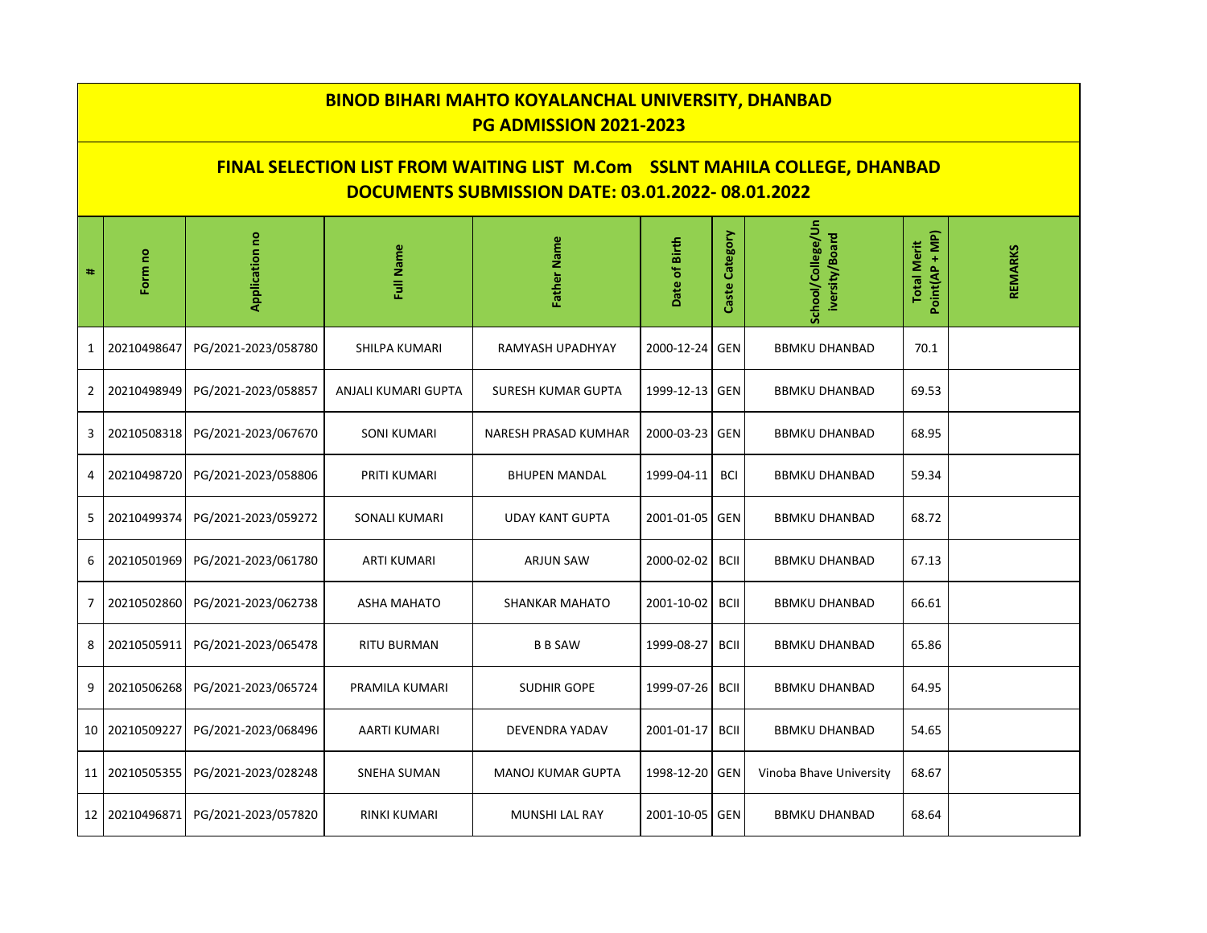# BINOD BIHARI MAHTO KOYALANCHAL UNIVERSITY, DHANBAD

## PG ADMISSION 2021-2023

## FINAL SELECTION LIST FROM WAITING LIST M.Com SSLNT MAHILA COLLEGE, DHANBAD

## DOCUMENTS SUBMISSION DATE: 03.01.2022- 08.01.2022

| # | Form no | Application no | Full Name | Father Name | Date of Birth | Caste Category | School/College/University/Board | Total Merit Point(AP + MP) | REMARKS |
|---|---|---|---|---|---|---|---|---|---|
| 1 | 20210498647 | PG/2021-2023/058780 | SHILPA KUMARI | RAMYASH UPADHYAY | 2000-12-24 | GEN | BBMKU DHANBAD | 70.1 | |
| 2 | 20210498949 | PG/2021-2023/058857 | ANJALI KUMARI GUPTA | SURESH KUMAR GUPTA | 1999-12-13 | GEN | BBMKU DHANBAD | 69.53 | |
| 3 | 20210508318 | PG/2021-2023/067670 | SONI KUMARI | NARESH PRASAD KUMHAR | 2000-03-23 | GEN | BBMKU DHANBAD | 68.95 | |
| 4 | 20210498720 | PG/2021-2023/058806 | PRITI KUMARI | BHUPEN MANDAL | 1999-04-11 | BCI | BBMKU DHANBAD | 59.34 | |
| 5 | 20210499374 | PG/2021-2023/059272 | SONALI KUMARI | UDAY KANT GUPTA | 2001-01-05 | GEN | BBMKU DHANBAD | 68.72 | |
| 6 | 20210501969 | PG/2021-2023/061780 | ARTI KUMARI | ARJUN SAW | 2000-02-02 | BCII | BBMKU DHANBAD | 67.13 | |
| 7 | 20210502860 | PG/2021-2023/062738 | ASHA MAHATO | SHANKAR MAHATO | 2001-10-02 | BCII | BBMKU DHANBAD | 66.61 | |
| 8 | 20210505911 | PG/2021-2023/065478 | RITU BURMAN | B B SAW | 1999-08-27 | BCII | BBMKU DHANBAD | 65.86 | |
| 9 | 20210506268 | PG/2021-2023/065724 | PRAMILA KUMARI | SUDHIR GOPE | 1999-07-26 | BCII | BBMKU DHANBAD | 64.95 | |
| 10 | 20210509227 | PG/2021-2023/068496 | AARTI KUMARI | DEVENDRA YADAV | 2001-01-17 | BCII | BBMKU DHANBAD | 54.65 | |
| 11 | 20210505355 | PG/2021-2023/028248 | SNEHA SUMAN | MANOJ KUMAR GUPTA | 1998-12-20 | GEN | Vinoba Bhave University | 68.67 | |
| 12 | 20210496871 | PG/2021-2023/057820 | RINKI KUMARI | MUNSHI LAL RAY | 2001-10-05 | GEN | BBMKU DHANBAD | 68.64 | |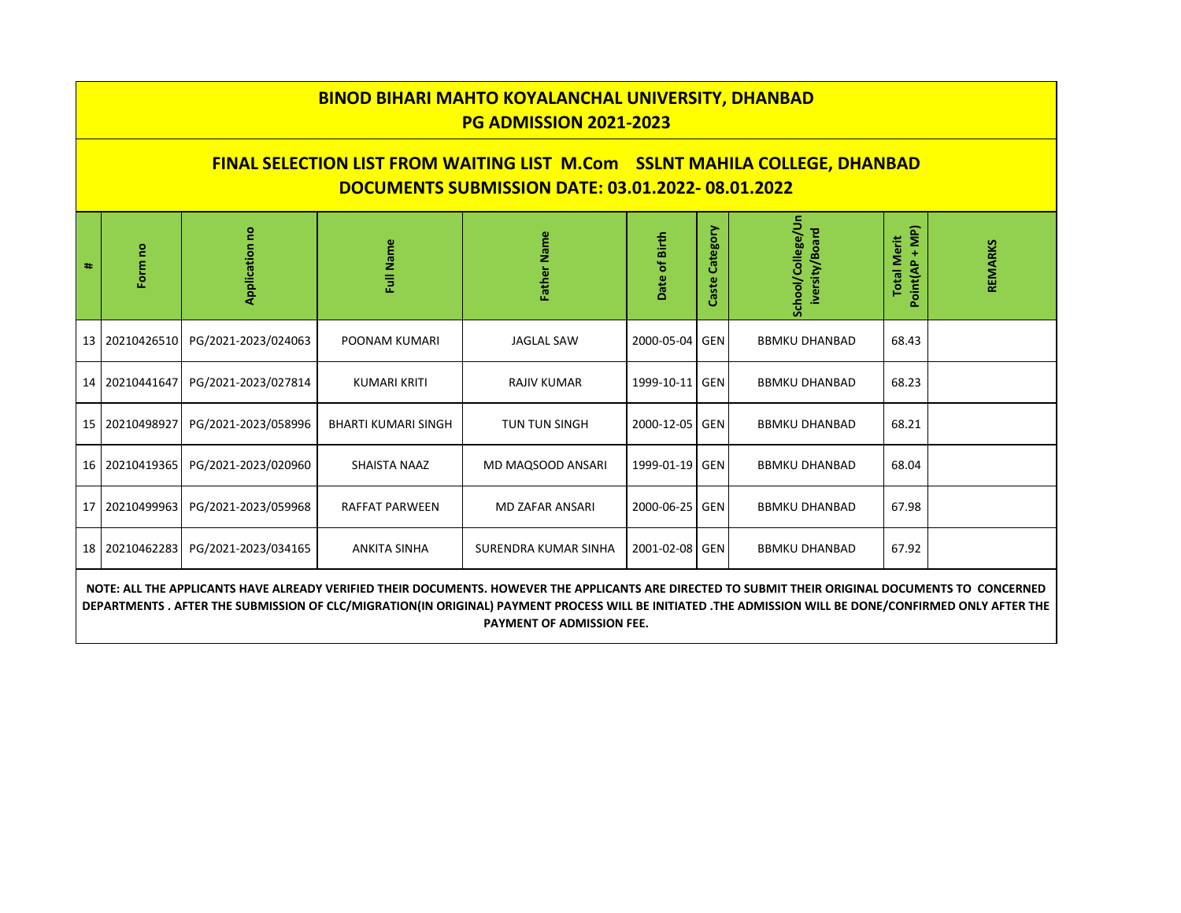## BINOD BIHARI MAHTO KOYALANCHAL UNIVERSITY, DHANBAD
## PG ADMISSION 2021-2023

### FINAL SELECTION LIST FROM WAITING LIST M.Com SSLNT MAHILA COLLEGE, DHANBAD
### DOCUMENTS SUBMISSION DATE: 03.01.2022- 08.01.2022

| # | Form no | Application no | Full Name | Father Name | Date of Birth | Caste Category | School/College/University/Board | Total Merit Point(AP + MP) | REMARKS |
|---|---|---|---|---|---|---|---|---|---|
| 13 | 20210426510 | PG/2021-2023/024063 | POONAM KUMARI | JAGLAL SAW | 2000-05-04 | GEN | BBMKU DHANBAD | 68.43 | |
| 14 | 20210441647 | PG/2021-2023/027814 | KUMARI KRITI | RAJIV KUMAR | 1999-10-11 | GEN | BBMKU DHANBAD | 68.23 | |
| 15 | 20210498927 | PG/2021-2023/058996 | BHARTI KUMARI SINGH | TUN TUN SINGH | 2000-12-05 | GEN | BBMKU DHANBAD | 68.21 | |
| 16 | 20210419365 | PG/2021-2023/020960 | SHAISTA NAAZ | MD MAQSOOD ANSARI | 1999-01-19 | GEN | BBMKU DHANBAD | 68.04 | |
| 17 | 20210499963 | PG/2021-2023/059968 | RAFFAT PARWEEN | MD ZAFAR ANSARI | 2000-06-25 | GEN | BBMKU DHANBAD | 67.98 | |
| 18 | 20210462283 | PG/2021-2023/034165 | ANKITA SINHA | SURENDRA KUMAR SINHA | 2001-02-08 | GEN | BBMKU DHANBAD | 67.92 | |

**NOTE: ALL THE APPLICANTS HAVE ALREADY VERIFIED THEIR DOCUMENTS. HOWEVER THE APPLICANTS ARE DIRECTED TO SUBMIT THEIR ORIGINAL DOCUMENTS TO CONCERNED DEPARTMENTS . AFTER THE SUBMISSION OF CLC/MIGRATION(IN ORIGINAL) PAYMENT PROCESS WILL BE INITIATED .THE ADMISSION WILL BE DONE/CONFIRMED ONLY AFTER THE PAYMENT OF ADMISSION FEE.**